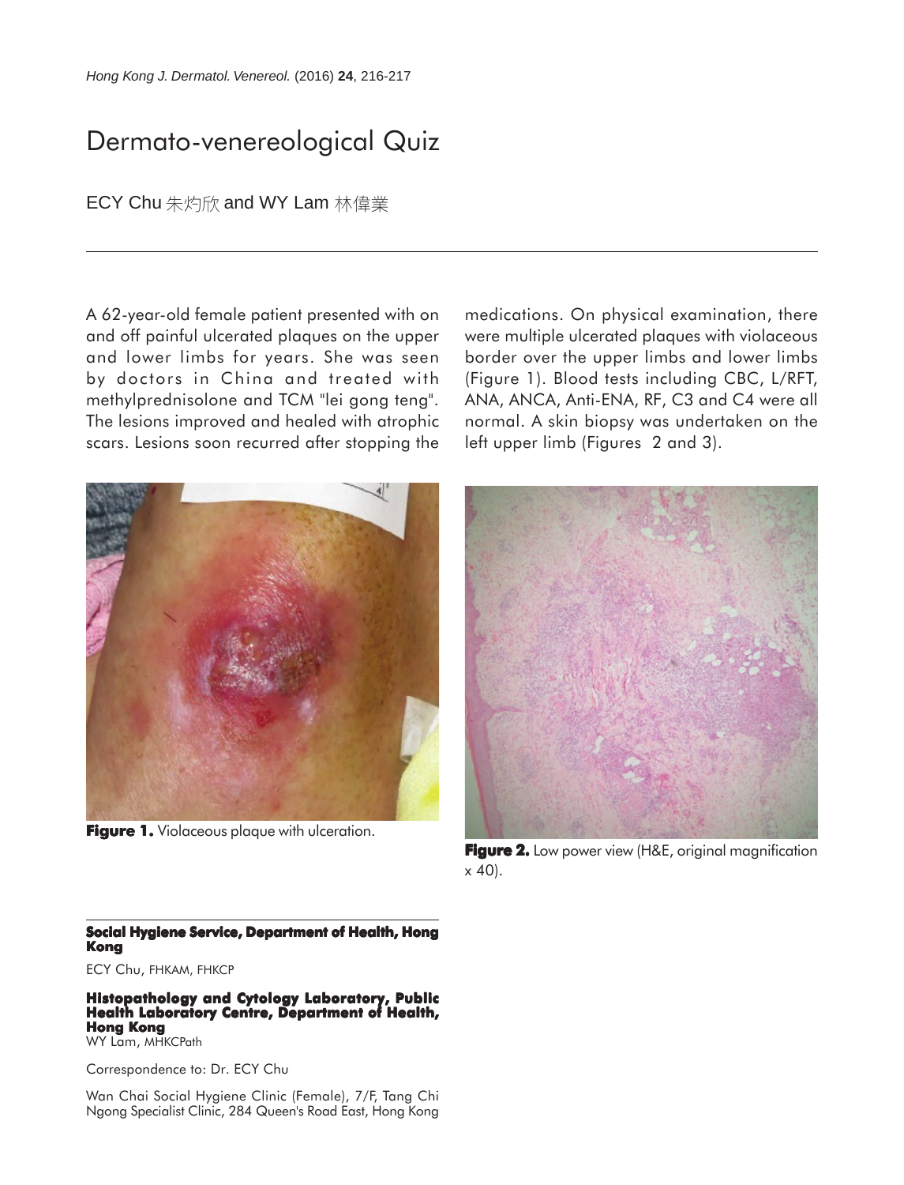# Dermato-venereological Quiz

ECY Chu 朱灼欣 and WY Lam 林偉業

A 62-year-old female patient presented with on and off painful ulcerated plaques on the upper and lower limbs for years. She was seen by doctors in China and treated with methylprednisolone and TCM "lei gong teng". The lesions improved and healed with atrophic scars. Lesions soon recurred after stopping the medications. On physical examination, there were multiple ulcerated plaques with violaceous border over the upper limbs and lower limbs (Figure 1). Blood tests including CBC, L/RFT, ANA, ANCA, Anti-ENA, RF, C3 and C4 were all normal. A skin biopsy was undertaken on the left upper limb (Figures 2 and 3).

**Figure 1.** Violaceous plaque with ulceration.

**Figure 2.** Low power view (H&E, original magnification x 40).

**Social Hygiene Service, Department of Health, Hong Kong**

ECY Chu, FHKAM, FHKCP

**Histopathology and Cytology Laboratory, Public Health Laboratory Centre, Department of Health, Hong Kong**

WY Lam, MHKCPath

Correspondence to: Dr. ECY Chu

Wan Chai Social Hygiene Clinic (Female), 7/F, Tang Chi Ngong Specialist Clinic, 284 Queen's Road East, Hong Kong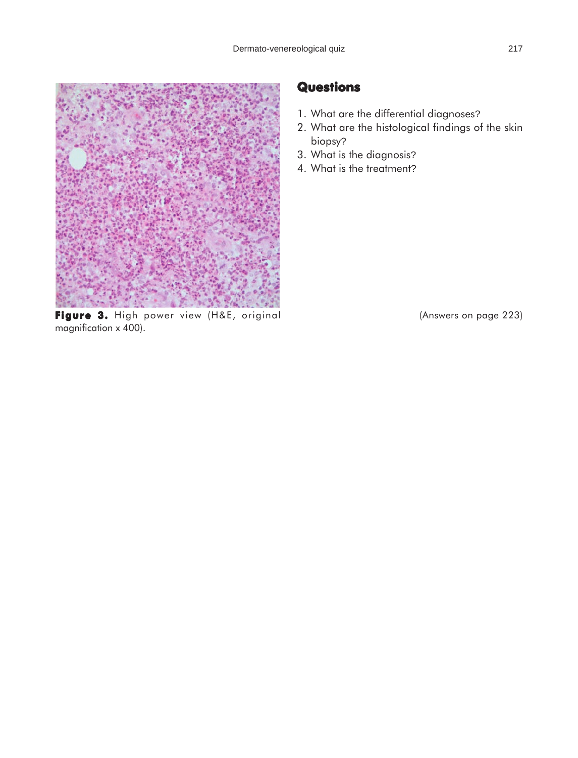Figure 3. High power view (H&E, original magnification x 400).

## Questions

1. What are the differential diagnoses?
2. What are the histological findings of the skin biopsy?
3. What is the diagnosis?
4. What is the treatment?

(Answers on page 223)